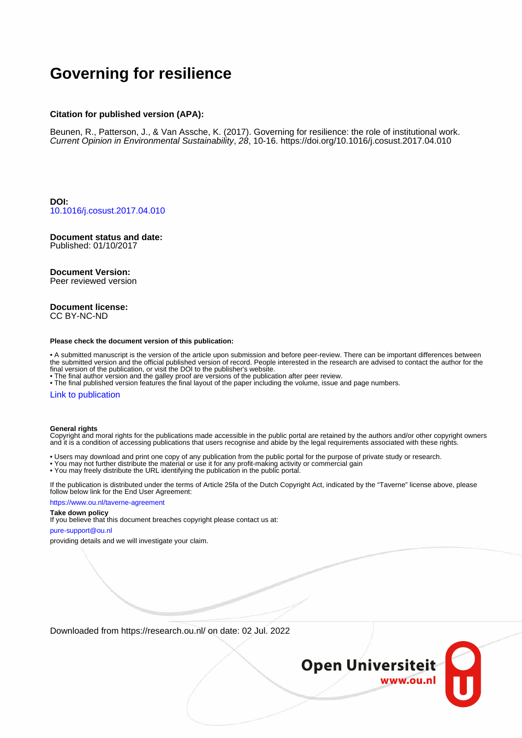# Governing for resilience

**Citation for published version (APA):**

Beunen, R., Patterson, J., & Van Assche, K. (2017). Governing for resilience: the role of institutional work. *Current Opinion in Environmental Sustainability*, *28*, 10-16. https://doi.org/10.1016/j.cosust.2017.04.010

**DOI:**
10.1016/j.cosust.2017.04.010

**Document status and date:**
Published: 01/10/2017

**Document Version:**
Peer reviewed version

**Document license:**
CC BY-NC-ND

**Please check the document version of this publication:**

• A submitted manuscript is the version of the article upon submission and before peer-review. There can be important differences between the submitted version and the official published version of record. People interested in the research are advised to contact the author for the final version of the publication, or visit the DOI to the publisher's website.
• The final author version and the galley proof are versions of the publication after peer review.
• The final published version features the final layout of the paper including the volume, issue and page numbers.

Link to publication

**General rights**
Copyright and moral rights for the publications made accessible in the public portal are retained by the authors and/or other copyright owners and it is a condition of accessing publications that users recognise and abide by the legal requirements associated with these rights.

• Users may download and print one copy of any publication from the public portal for the purpose of private study or research.
• You may not further distribute the material or use it for any profit-making activity or commercial gain
• You may freely distribute the URL identifying the publication in the public portal.

If the publication is distributed under the terms of Article 25fa of the Dutch Copyright Act, indicated by the "Taverne" license above, please follow below link for the End User Agreement:

https://www.ou.nl/taverne-agreement

**Take down policy**
If you believe that this document breaches copyright please contact us at:

pure-support@ou.nl

providing details and we will investigate your claim.

Downloaded from https://research.ou.nl/ on date: 02 Jul. 2022

Open Universiteit
www.ou.nl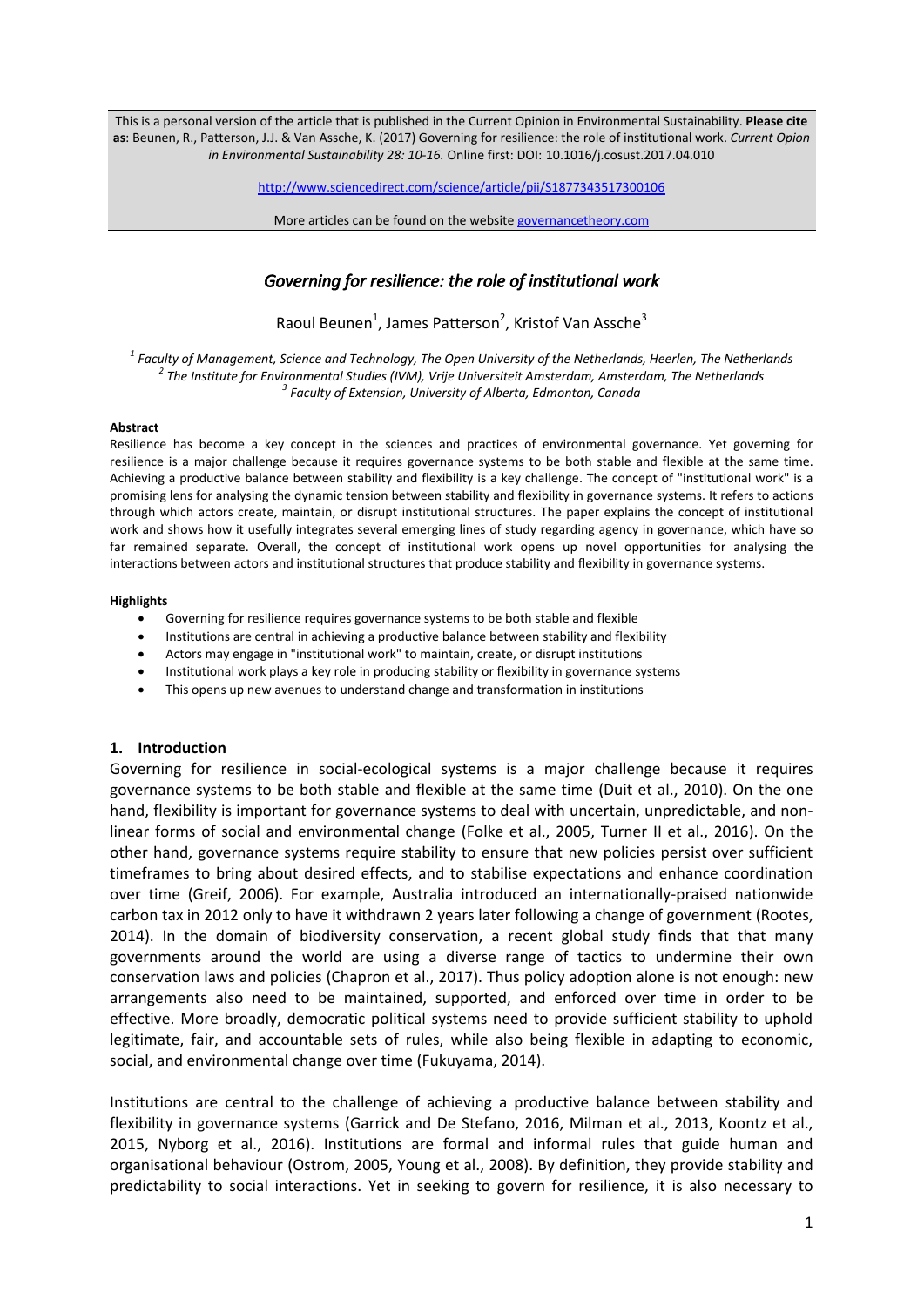This is a personal version of the article that is published in the Current Opinion in Environmental Sustainability. **Please cite as**: Beunen, R., Patterson, J.J. & Van Assche, K. (2017) Governing for resilience: the role of institutional work. *Current Opion in Environmental Sustainability 28: 10-16.* Online first: DOI: 10.1016/j.cosust.2017.04.010

http://www.sciencedirect.com/science/article/pii/S1877343517300106

More articles can be found on the website governancetheory.com

# *Governing for resilience: the role of institutional work*

Raoul Beunen[1], James Patterson[2], Kristof Van Assche[3]

[1] *Faculty of Management, Science and Technology, The Open University of the Netherlands, Heerlen, The Netherlands*
[2] *The Institute for Environmental Studies (IVM), Vrije Universiteit Amsterdam, Amsterdam, The Netherlands*
[3] *Faculty of Extension, University of Alberta, Edmonton, Canada*

**Abstract**

Resilience has become a key concept in the sciences and practices of environmental governance. Yet governing for resilience is a major challenge because it requires governance systems to be both stable and flexible at the same time. Achieving a productive balance between stability and flexibility is a key challenge. The concept of "institutional work" is a promising lens for analysing the dynamic tension between stability and flexibility in governance systems. It refers to actions through which actors create, maintain, or disrupt institutional structures. The paper explains the concept of institutional work and shows how it usefully integrates several emerging lines of study regarding agency in governance, which have so far remained separate. Overall, the concept of institutional work opens up novel opportunities for analysing the interactions between actors and institutional structures that produce stability and flexibility in governance systems.

**Highlights**

- Governing for resilience requires governance systems to be both stable and flexible
- Institutions are central in achieving a productive balance between stability and flexibility
- Actors may engage in "institutional work" to maintain, create, or disrupt institutions
- Institutional work plays a key role in producing stability or flexibility in governance systems
- This opens up new avenues to understand change and transformation in institutions

## 1. Introduction

Governing for resilience in social-ecological systems is a major challenge because it requires governance systems to be both stable and flexible at the same time (Duit et al., 2010). On the one hand, flexibility is important for governance systems to deal with uncertain, unpredictable, and non-linear forms of social and environmental change (Folke et al., 2005, Turner II et al., 2016). On the other hand, governance systems require stability to ensure that new policies persist over sufficient timeframes to bring about desired effects, and to stabilise expectations and enhance coordination over time (Greif, 2006). For example, Australia introduced an internationally-praised nationwide carbon tax in 2012 only to have it withdrawn 2 years later following a change of government (Rootes, 2014). In the domain of biodiversity conservation, a recent global study finds that that many governments around the world are using a diverse range of tactics to undermine their own conservation laws and policies (Chapron et al., 2017). Thus policy adoption alone is not enough: new arrangements also need to be maintained, supported, and enforced over time in order to be effective. More broadly, democratic political systems need to provide sufficient stability to uphold legitimate, fair, and accountable sets of rules, while also being flexible in adapting to economic, social, and environmental change over time (Fukuyama, 2014).

Institutions are central to the challenge of achieving a productive balance between stability and flexibility in governance systems (Garrick and De Stefano, 2016, Milman et al., 2013, Koontz et al., 2015, Nyborg et al., 2016). Institutions are formal and informal rules that guide human and organisational behaviour (Ostrom, 2005, Young et al., 2008). By definition, they provide stability and predictability to social interactions. Yet in seeking to govern for resilience, it is also necessary to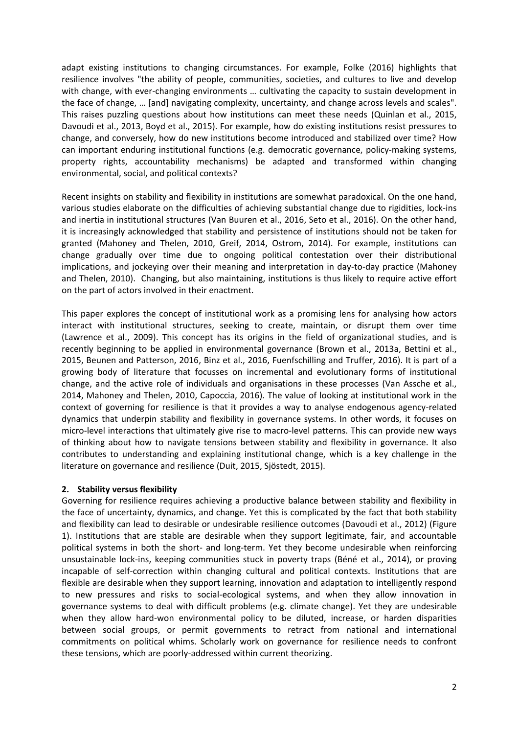adapt existing institutions to changing circumstances. For example, Folke (2016) highlights that resilience involves "the ability of people, communities, societies, and cultures to live and develop with change, with ever-changing environments … cultivating the capacity to sustain development in the face of change, … [and] navigating complexity, uncertainty, and change across levels and scales". This raises puzzling questions about how institutions can meet these needs (Quinlan et al., 2015, Davoudi et al., 2013, Boyd et al., 2015). For example, how do existing institutions resist pressures to change, and conversely, how do new institutions become introduced and stabilized over time? How can important enduring institutional functions (e.g. democratic governance, policy-making systems, property rights, accountability mechanisms) be adapted and transformed within changing environmental, social, and political contexts?

Recent insights on stability and flexibility in institutions are somewhat paradoxical. On the one hand, various studies elaborate on the difficulties of achieving substantial change due to rigidities, lock-ins and inertia in institutional structures (Van Buuren et al., 2016, Seto et al., 2016). On the other hand, it is increasingly acknowledged that stability and persistence of institutions should not be taken for granted (Mahoney and Thelen, 2010, Greif, 2014, Ostrom, 2014). For example, institutions can change gradually over time due to ongoing political contestation over their distributional implications, and jockeying over their meaning and interpretation in day-to-day practice (Mahoney and Thelen, 2010). Changing, but also maintaining, institutions is thus likely to require active effort on the part of actors involved in their enactment.

This paper explores the concept of institutional work as a promising lens for analysing how actors interact with institutional structures, seeking to create, maintain, or disrupt them over time (Lawrence et al., 2009). This concept has its origins in the field of organizational studies, and is recently beginning to be applied in environmental governance (Brown et al., 2013a, Bettini et al., 2015, Beunen and Patterson, 2016, Binz et al., 2016, Fuenfschilling and Truffer, 2016). It is part of a growing body of literature that focusses on incremental and evolutionary forms of institutional change, and the active role of individuals and organisations in these processes (Van Assche et al., 2014, Mahoney and Thelen, 2010, Capoccia, 2016). The value of looking at institutional work in the context of governing for resilience is that it provides a way to analyse endogenous agency-related dynamics that underpin stability and flexibility in governance systems. In other words, it focuses on micro-level interactions that ultimately give rise to macro-level patterns. This can provide new ways of thinking about how to navigate tensions between stability and flexibility in governance. It also contributes to understanding and explaining institutional change, which is a key challenge in the literature on governance and resilience (Duit, 2015, Sjöstedt, 2015).

## 2. Stability versus flexibility

Governing for resilience requires achieving a productive balance between stability and flexibility in the face of uncertainty, dynamics, and change. Yet this is complicated by the fact that both stability and flexibility can lead to desirable or undesirable resilience outcomes (Davoudi et al., 2012) (Figure 1). Institutions that are stable are desirable when they support legitimate, fair, and accountable political systems in both the short- and long-term. Yet they become undesirable when reinforcing unsustainable lock-ins, keeping communities stuck in poverty traps (Béné et al., 2014), or proving incapable of self-correction within changing cultural and political contexts. Institutions that are flexible are desirable when they support learning, innovation and adaptation to intelligently respond to new pressures and risks to social-ecological systems, and when they allow innovation in governance systems to deal with difficult problems (e.g. climate change). Yet they are undesirable when they allow hard-won environmental policy to be diluted, increase, or harden disparities between social groups, or permit governments to retract from national and international commitments on political whims. Scholarly work on governance for resilience needs to confront these tensions, which are poorly-addressed within current theorizing.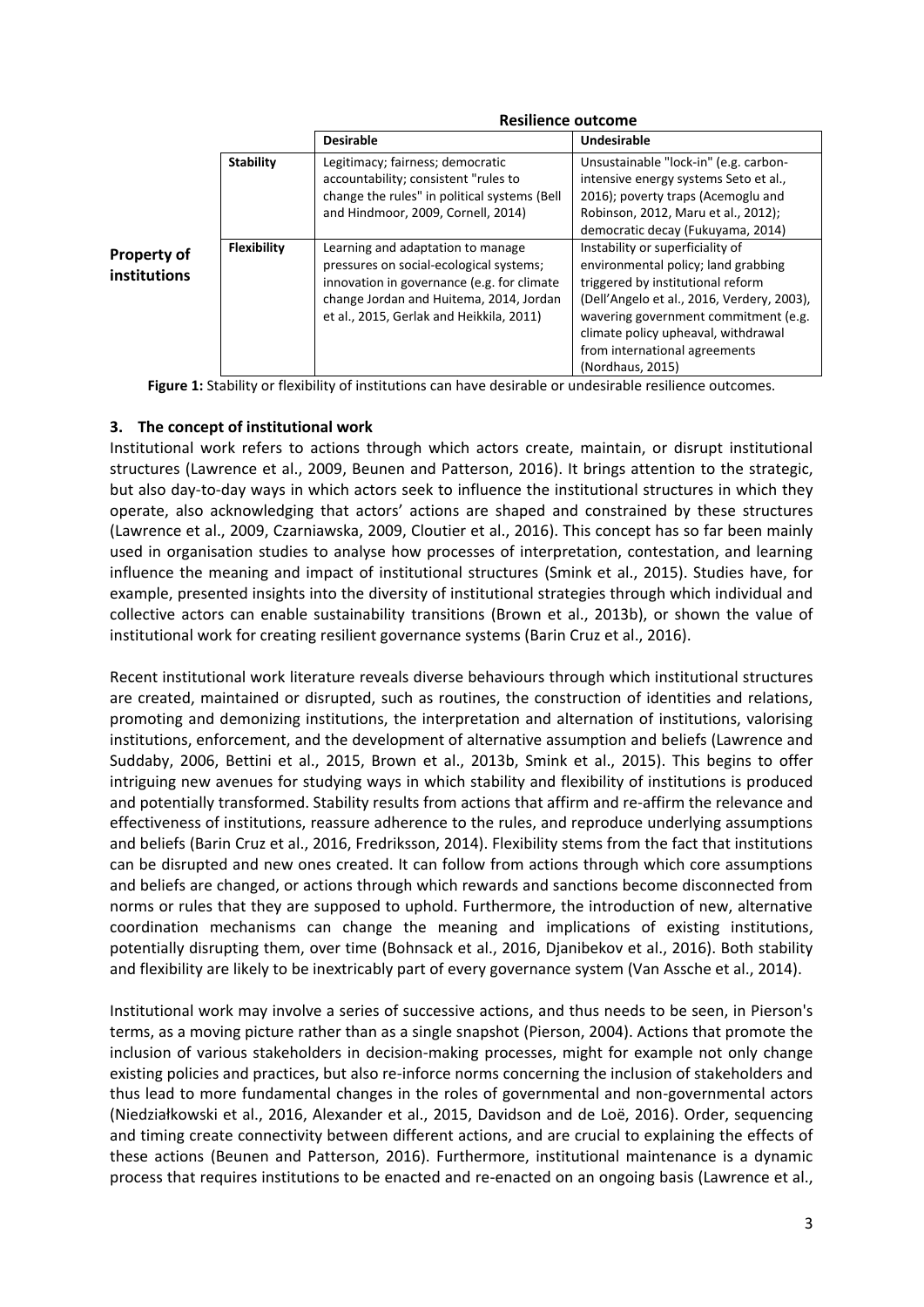| | | Resilience outcome | |
|---|---|---|---|
| | | **Desirable** | **Undesirable** |
| **Property of institutions** | **Stability** | Legitimacy; fairness; democratic accountability; consistent "rules to change the rules" in political systems (Bell and Hindmoor, 2009, Cornell, 2014) | Unsustainable "lock-in" (e.g. carbon-intensive energy systems Seto et al., 2016); poverty traps (Acemoglu and Robinson, 2012, Maru et al., 2012); democratic decay (Fukuyama, 2014) |
| | **Flexibility** | Learning and adaptation to manage pressures on social-ecological systems; innovation in governance (e.g. for climate change Jordan and Huitema, 2014, Jordan et al., 2015, Gerlak and Heikkila, 2011) | Instability or superficiality of environmental policy; land grabbing triggered by institutional reform (Dell'Angelo et al., 2016, Verdery, 2003), wavering government commitment (e.g. climate policy upheaval, withdrawal from international agreements (Nordhaus, 2015) |

**Figure 1:** Stability or flexibility of institutions can have desirable or undesirable resilience outcomes.

## 3. The concept of institutional work

Institutional work refers to actions through which actors create, maintain, or disrupt institutional structures (Lawrence et al., 2009, Beunen and Patterson, 2016). It brings attention to the strategic, but also day-to-day ways in which actors seek to influence the institutional structures in which they operate, also acknowledging that actors' actions are shaped and constrained by these structures (Lawrence et al., 2009, Czarniawska, 2009, Cloutier et al., 2016). This concept has so far been mainly used in organisation studies to analyse how processes of interpretation, contestation, and learning influence the meaning and impact of institutional structures (Smink et al., 2015). Studies have, for example, presented insights into the diversity of institutional strategies through which individual and collective actors can enable sustainability transitions (Brown et al., 2013b), or shown the value of institutional work for creating resilient governance systems (Barin Cruz et al., 2016).

Recent institutional work literature reveals diverse behaviours through which institutional structures are created, maintained or disrupted, such as routines, the construction of identities and relations, promoting and demonizing institutions, the interpretation and alternation of institutions, valorising institutions, enforcement, and the development of alternative assumption and beliefs (Lawrence and Suddaby, 2006, Bettini et al., 2015, Brown et al., 2013b, Smink et al., 2015). This begins to offer intriguing new avenues for studying ways in which stability and flexibility of institutions is produced and potentially transformed. Stability results from actions that affirm and re-affirm the relevance and effectiveness of institutions, reassure adherence to the rules, and reproduce underlying assumptions and beliefs (Barin Cruz et al., 2016, Fredriksson, 2014). Flexibility stems from the fact that institutions can be disrupted and new ones created. It can follow from actions through which core assumptions and beliefs are changed, or actions through which rewards and sanctions become disconnected from norms or rules that they are supposed to uphold. Furthermore, the introduction of new, alternative coordination mechanisms can change the meaning and implications of existing institutions, potentially disrupting them, over time (Bohnsack et al., 2016, Djanibekov et al., 2016). Both stability and flexibility are likely to be inextricably part of every governance system (Van Assche et al., 2014).

Institutional work may involve a series of successive actions, and thus needs to be seen, in Pierson's terms, as a moving picture rather than as a single snapshot (Pierson, 2004). Actions that promote the inclusion of various stakeholders in decision-making processes, might for example not only change existing policies and practices, but also re-inforce norms concerning the inclusion of stakeholders and thus lead to more fundamental changes in the roles of governmental and non-governmental actors (Niedziałkowski et al., 2016, Alexander et al., 2015, Davidson and de Loë, 2016). Order, sequencing and timing create connectivity between different actions, and are crucial to explaining the effects of these actions (Beunen and Patterson, 2016). Furthermore, institutional maintenance is a dynamic process that requires institutions to be enacted and re-enacted on an ongoing basis (Lawrence et al.,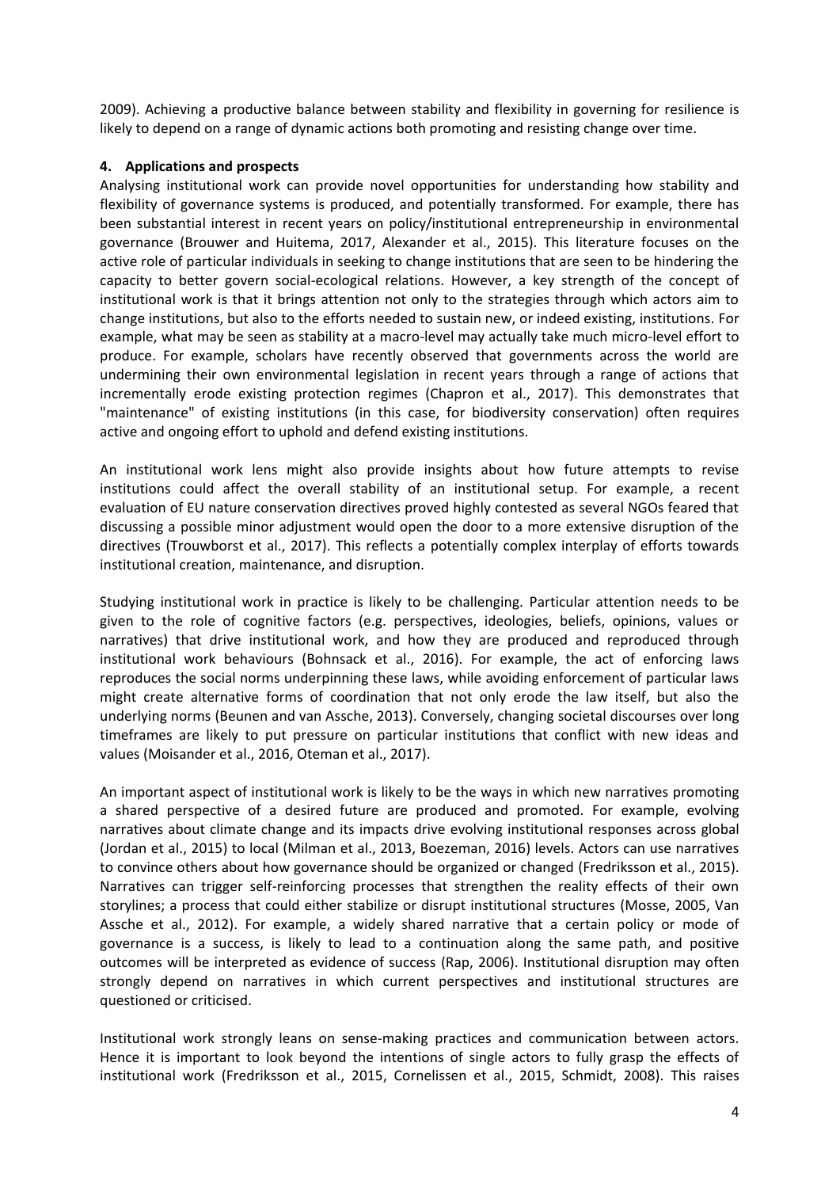2009). Achieving a productive balance between stability and flexibility in governing for resilience is likely to depend on a range of dynamic actions both promoting and resisting change over time.

## 4. Applications and prospects

Analysing institutional work can provide novel opportunities for understanding how stability and flexibility of governance systems is produced, and potentially transformed. For example, there has been substantial interest in recent years on policy/institutional entrepreneurship in environmental governance (Brouwer and Huitema, 2017, Alexander et al., 2015). This literature focuses on the active role of particular individuals in seeking to change institutions that are seen to be hindering the capacity to better govern social-ecological relations. However, a key strength of the concept of institutional work is that it brings attention not only to the strategies through which actors aim to change institutions, but also to the efforts needed to sustain new, or indeed existing, institutions. For example, what may be seen as stability at a macro-level may actually take much micro-level effort to produce. For example, scholars have recently observed that governments across the world are undermining their own environmental legislation in recent years through a range of actions that incrementally erode existing protection regimes (Chapron et al., 2017). This demonstrates that "maintenance" of existing institutions (in this case, for biodiversity conservation) often requires active and ongoing effort to uphold and defend existing institutions.

An institutional work lens might also provide insights about how future attempts to revise institutions could affect the overall stability of an institutional setup. For example, a recent evaluation of EU nature conservation directives proved highly contested as several NGOs feared that discussing a possible minor adjustment would open the door to a more extensive disruption of the directives (Trouwborst et al., 2017). This reflects a potentially complex interplay of efforts towards institutional creation, maintenance, and disruption.

Studying institutional work in practice is likely to be challenging. Particular attention needs to be given to the role of cognitive factors (e.g. perspectives, ideologies, beliefs, opinions, values or narratives) that drive institutional work, and how they are produced and reproduced through institutional work behaviours (Bohnsack et al., 2016). For example, the act of enforcing laws reproduces the social norms underpinning these laws, while avoiding enforcement of particular laws might create alternative forms of coordination that not only erode the law itself, but also the underlying norms (Beunen and van Assche, 2013). Conversely, changing societal discourses over long timeframes are likely to put pressure on particular institutions that conflict with new ideas and values (Moisander et al., 2016, Oteman et al., 2017).

An important aspect of institutional work is likely to be the ways in which new narratives promoting a shared perspective of a desired future are produced and promoted. For example, evolving narratives about climate change and its impacts drive evolving institutional responses across global (Jordan et al., 2015) to local (Milman et al., 2013, Boezeman, 2016) levels. Actors can use narratives to convince others about how governance should be organized or changed (Fredriksson et al., 2015). Narratives can trigger self-reinforcing processes that strengthen the reality effects of their own storylines; a process that could either stabilize or disrupt institutional structures (Mosse, 2005, Van Assche et al., 2012). For example, a widely shared narrative that a certain policy or mode of governance is a success, is likely to lead to a continuation along the same path, and positive outcomes will be interpreted as evidence of success (Rap, 2006). Institutional disruption may often strongly depend on narratives in which current perspectives and institutional structures are questioned or criticised.

Institutional work strongly leans on sense-making practices and communication between actors. Hence it is important to look beyond the intentions of single actors to fully grasp the effects of institutional work (Fredriksson et al., 2015, Cornelissen et al., 2015, Schmidt, 2008). This raises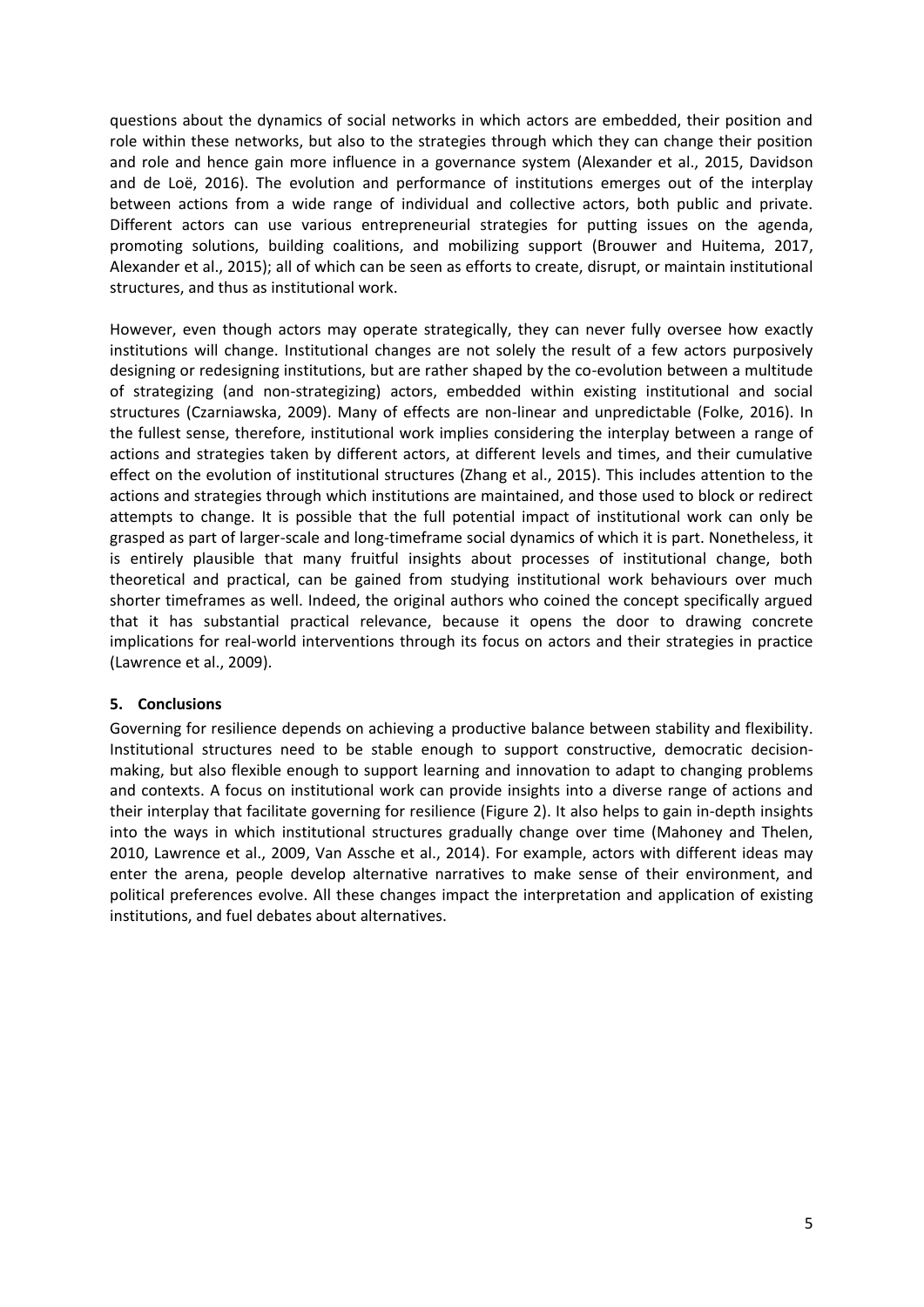questions about the dynamics of social networks in which actors are embedded, their position and role within these networks, but also to the strategies through which they can change their position and role and hence gain more influence in a governance system (Alexander et al., 2015, Davidson and de Loë, 2016). The evolution and performance of institutions emerges out of the interplay between actions from a wide range of individual and collective actors, both public and private. Different actors can use various entrepreneurial strategies for putting issues on the agenda, promoting solutions, building coalitions, and mobilizing support (Brouwer and Huitema, 2017, Alexander et al., 2015); all of which can be seen as efforts to create, disrupt, or maintain institutional structures, and thus as institutional work.

However, even though actors may operate strategically, they can never fully oversee how exactly institutions will change. Institutional changes are not solely the result of a few actors purposively designing or redesigning institutions, but are rather shaped by the co-evolution between a multitude of strategizing (and non-strategizing) actors, embedded within existing institutional and social structures (Czarniawska, 2009). Many of effects are non-linear and unpredictable (Folke, 2016). In the fullest sense, therefore, institutional work implies considering the interplay between a range of actions and strategies taken by different actors, at different levels and times, and their cumulative effect on the evolution of institutional structures (Zhang et al., 2015). This includes attention to the actions and strategies through which institutions are maintained, and those used to block or redirect attempts to change. It is possible that the full potential impact of institutional work can only be grasped as part of larger-scale and long-timeframe social dynamics of which it is part. Nonetheless, it is entirely plausible that many fruitful insights about processes of institutional change, both theoretical and practical, can be gained from studying institutional work behaviours over much shorter timeframes as well. Indeed, the original authors who coined the concept specifically argued that it has substantial practical relevance, because it opens the door to drawing concrete implications for real-world interventions through its focus on actors and their strategies in practice (Lawrence et al., 2009).

## 5. Conclusions

Governing for resilience depends on achieving a productive balance between stability and flexibility. Institutional structures need to be stable enough to support constructive, democratic decision-making, but also flexible enough to support learning and innovation to adapt to changing problems and contexts. A focus on institutional work can provide insights into a diverse range of actions and their interplay that facilitate governing for resilience (Figure 2). It also helps to gain in-depth insights into the ways in which institutional structures gradually change over time (Mahoney and Thelen, 2010, Lawrence et al., 2009, Van Assche et al., 2014). For example, actors with different ideas may enter the arena, people develop alternative narratives to make sense of their environment, and political preferences evolve. All these changes impact the interpretation and application of existing institutions, and fuel debates about alternatives.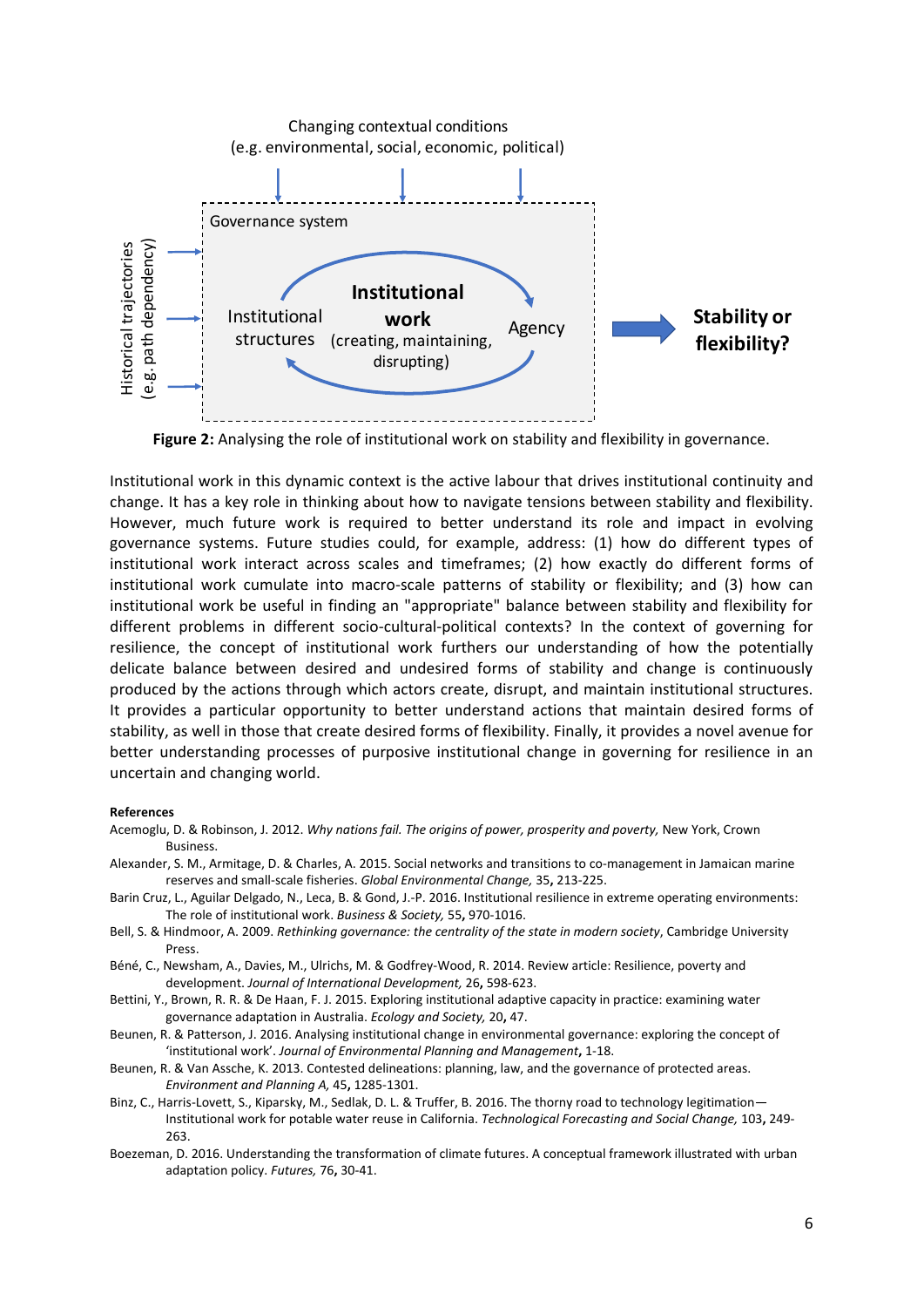**Figure 2:** Analysing the role of institutional work on stability and flexibility in governance.

Institutional work in this dynamic context is the active labour that drives institutional continuity and change. It has a key role in thinking about how to navigate tensions between stability and flexibility. However, much future work is required to better understand its role and impact in evolving governance systems. Future studies could, for example, address: (1) how do different types of institutional work interact across scales and timeframes; (2) how exactly do different forms of institutional work cumulate into macro-scale patterns of stability or flexibility; and (3) how can institutional work be useful in finding an "appropriate" balance between stability and flexibility for different problems in different socio-cultural-political contexts? In the context of governing for resilience, the concept of institutional work furthers our understanding of how the potentially delicate balance between desired and undesired forms of stability and change is continuously produced by the actions through which actors create, disrupt, and maintain institutional structures. It provides a particular opportunity to better understand actions that maintain desired forms of stability, as well in those that create desired forms of flexibility. Finally, it provides a novel avenue for better understanding processes of purposive institutional change in governing for resilience in an uncertain and changing world.

**References**

Acemoglu, D. & Robinson, J. 2012. *Why nations fail. The origins of power, prosperity and poverty,* New York, Crown Business.

Alexander, S. M., Armitage, D. & Charles, A. 2015. Social networks and transitions to co-management in Jamaican marine reserves and small-scale fisheries. *Global Environmental Change,* 35**,** 213-225.

Barin Cruz, L., Aguilar Delgado, N., Leca, B. & Gond, J.-P. 2016. Institutional resilience in extreme operating environments: The role of institutional work. *Business & Society,* 55**,** 970-1016.

Bell, S. & Hindmoor, A. 2009. *Rethinking governance: the centrality of the state in modern society*, Cambridge University Press.

Béné, C., Newsham, A., Davies, M., Ulrichs, M. & Godfrey-Wood, R. 2014. Review article: Resilience, poverty and development. *Journal of International Development,* 26**,** 598-623.

Bettini, Y., Brown, R. R. & De Haan, F. J. 2015. Exploring institutional adaptive capacity in practice: examining water governance adaptation in Australia. *Ecology and Society,* 20**,** 47.

Beunen, R. & Patterson, J. 2016. Analysing institutional change in environmental governance: exploring the concept of 'institutional work'. *Journal of Environmental Planning and Management***,** 1-18.

Beunen, R. & Van Assche, K. 2013. Contested delineations: planning, law, and the governance of protected areas. *Environment and Planning A,* 45**,** 1285-1301.

Binz, C., Harris-Lovett, S., Kiparsky, M., Sedlak, D. L. & Truffer, B. 2016. The thorny road to technology legitimation—Institutional work for potable water reuse in California. *Technological Forecasting and Social Change,* 103**,** 249-263.

Boezeman, D. 2016. Understanding the transformation of climate futures. A conceptual framework illustrated with urban adaptation policy. *Futures,* 76**,** 30-41.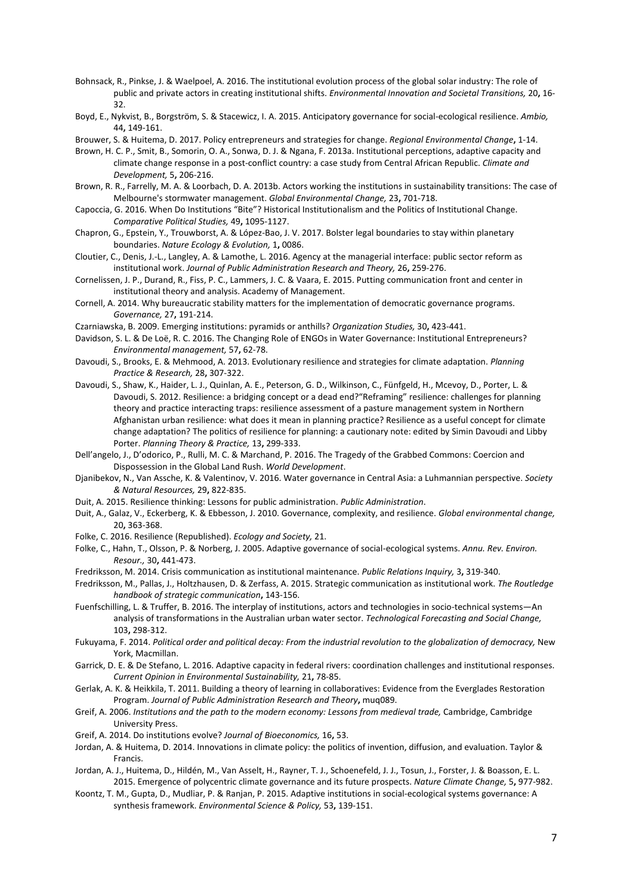Bohnsack, R., Pinkse, J. & Waelpoel, A. 2016. The institutional evolution process of the global solar industry: The role of public and private actors in creating institutional shifts. *Environmental Innovation and Societal Transitions,* 20**,** 16-32.

Boyd, E., Nykvist, B., Borgström, S. & Stacewicz, I. A. 2015. Anticipatory governance for social-ecological resilience. *Ambio,* 44**,** 149-161.

Brouwer, S. & Huitema, D. 2017. Policy entrepreneurs and strategies for change. *Regional Environmental Change***,** 1-14.

Brown, H. C. P., Smit, B., Somorin, O. A., Sonwa, D. J. & Ngana, F. 2013a. Institutional perceptions, adaptive capacity and climate change response in a post-conflict country: a case study from Central African Republic. *Climate and Development,* 5**,** 206-216.

Brown, R. R., Farrelly, M. A. & Loorbach, D. A. 2013b. Actors working the institutions in sustainability transitions: The case of Melbourne's stormwater management. *Global Environmental Change,* 23**,** 701-718.

Capoccia, G. 2016. When Do Institutions "Bite"? Historical Institutionalism and the Politics of Institutional Change. *Comparative Political Studies,* 49**,** 1095-1127.

Chapron, G., Epstein, Y., Trouwborst, A. & López-Bao, J. V. 2017. Bolster legal boundaries to stay within planetary boundaries. *Nature Ecology & Evolution,* 1**,** 0086.

Cloutier, C., Denis, J.-L., Langley, A. & Lamothe, L. 2016. Agency at the managerial interface: public sector reform as institutional work. *Journal of Public Administration Research and Theory,* 26**,** 259-276.

Cornelissen, J. P., Durand, R., Fiss, P. C., Lammers, J. C. & Vaara, E. 2015. Putting communication front and center in institutional theory and analysis. Academy of Management.

Cornell, A. 2014. Why bureaucratic stability matters for the implementation of democratic governance programs. *Governance,* 27**,** 191-214.

Czarniawska, B. 2009. Emerging institutions: pyramids or anthills? *Organization Studies,* 30**,** 423-441.

Davidson, S. L. & De Loë, R. C. 2016. The Changing Role of ENGOs in Water Governance: Institutional Entrepreneurs? *Environmental management,* 57**,** 62-78.

Davoudi, S., Brooks, E. & Mehmood, A. 2013. Evolutionary resilience and strategies for climate adaptation. *Planning Practice & Research,* 28**,** 307-322.

Davoudi, S., Shaw, K., Haider, L. J., Quinlan, A. E., Peterson, G. D., Wilkinson, C., Fünfgeld, H., Mcevoy, D., Porter, L. & Davoudi, S. 2012. Resilience: a bridging concept or a dead end?"Reframing" resilience: challenges for planning theory and practice interacting traps: resilience assessment of a pasture management system in Northern Afghanistan urban resilience: what does it mean in planning practice? Resilience as a useful concept for climate change adaptation? The politics of resilience for planning: a cautionary note: edited by Simin Davoudi and Libby Porter. *Planning Theory & Practice,* 13**,** 299-333.

Dell'angelo, J., D'odorico, P., Rulli, M. C. & Marchand, P. 2016. The Tragedy of the Grabbed Commons: Coercion and Dispossession in the Global Land Rush. *World Development*.

Djanibekov, N., Van Assche, K. & Valentinov, V. 2016. Water governance in Central Asia: a Luhmannian perspective. *Society & Natural Resources,* 29**,** 822-835.

Duit, A. 2015. Resilience thinking: Lessons for public administration. *Public Administration*.

Duit, A., Galaz, V., Eckerberg, K. & Ebbesson, J. 2010. Governance, complexity, and resilience. *Global environmental change,* 20**,** 363-368.

Folke, C. 2016. Resilience (Republished). *Ecology and Society,* 21.

Folke, C., Hahn, T., Olsson, P. & Norberg, J. 2005. Adaptive governance of social-ecological systems. *Annu. Rev. Environ. Resour.,* 30**,** 441-473.

Fredriksson, M. 2014. Crisis communication as institutional maintenance. *Public Relations Inquiry,* 3**,** 319-340.

Fredriksson, M., Pallas, J., Holtzhausen, D. & Zerfass, A. 2015. Strategic communication as institutional work. *The Routledge handbook of strategic communication***,** 143-156.

Fuenfschilling, L. & Truffer, B. 2016. The interplay of institutions, actors and technologies in socio-technical systems—An analysis of transformations in the Australian urban water sector. *Technological Forecasting and Social Change,* 103**,** 298-312.

Fukuyama, F. 2014. *Political order and political decay: From the industrial revolution to the globalization of democracy,* New York, Macmillan.

Garrick, D. E. & De Stefano, L. 2016. Adaptive capacity in federal rivers: coordination challenges and institutional responses. *Current Opinion in Environmental Sustainability,* 21**,** 78-85.

Gerlak, A. K. & Heikkila, T. 2011. Building a theory of learning in collaboratives: Evidence from the Everglades Restoration Program. *Journal of Public Administration Research and Theory***,** muq089.

Greif, A. 2006. *Institutions and the path to the modern economy: Lessons from medieval trade,* Cambridge, Cambridge University Press.

Greif, A. 2014. Do institutions evolve? *Journal of Bioeconomics,* 16**,** 53.

Jordan, A. & Huitema, D. 2014. Innovations in climate policy: the politics of invention, diffusion, and evaluation. Taylor & Francis.

Jordan, A. J., Huitema, D., Hildén, M., Van Asselt, H., Rayner, T. J., Schoenefeld, J. J., Tosun, J., Forster, J. & Boasson, E. L. 2015. Emergence of polycentric climate governance and its future prospects. *Nature Climate Change,* 5**,** 977-982.

Koontz, T. M., Gupta, D., Mudliar, P. & Ranjan, P. 2015. Adaptive institutions in social-ecological systems governance: A synthesis framework. *Environmental Science & Policy,* 53**,** 139-151.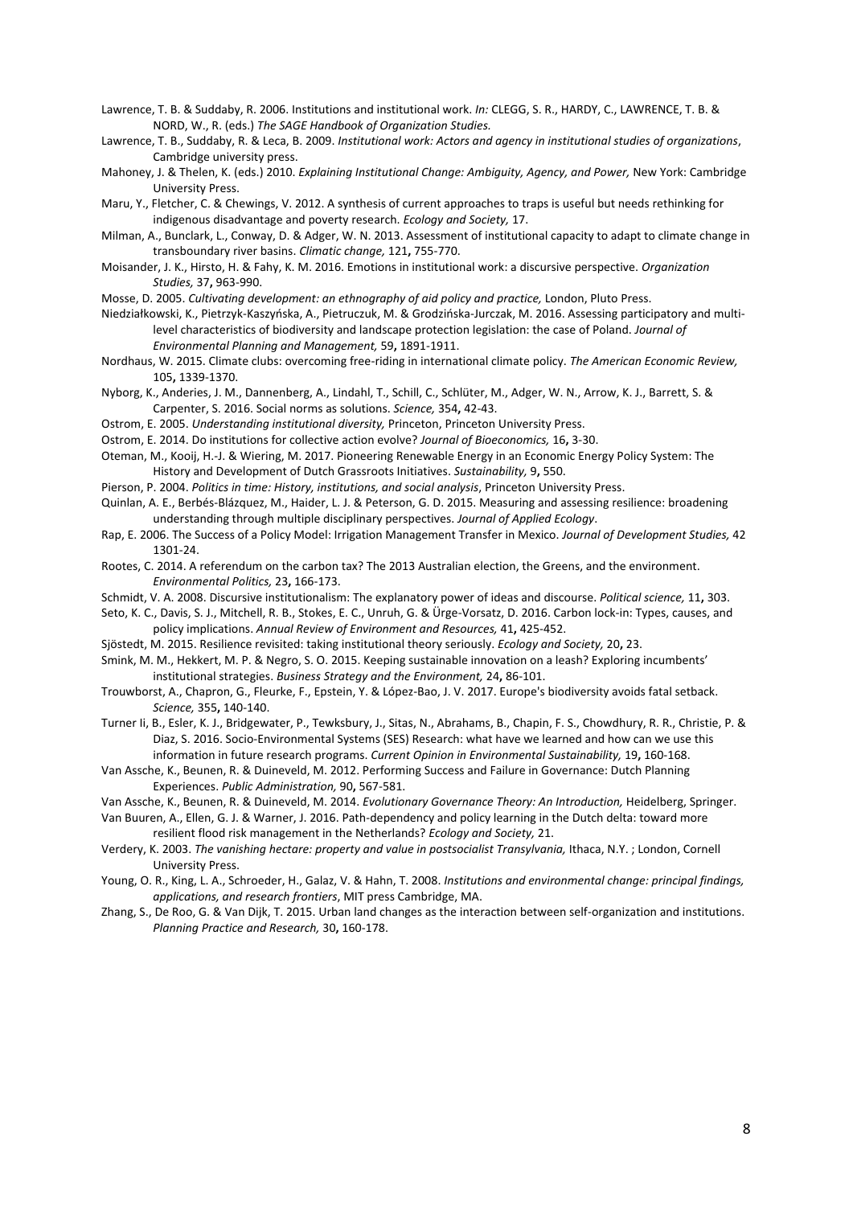Lawrence, T. B. & Suddaby, R. 2006. Institutions and institutional work. *In:* CLEGG, S. R., HARDY, C., LAWRENCE, T. B. & NORD, W., R. (eds.) *The SAGE Handbook of Organization Studies.*

Lawrence, T. B., Suddaby, R. & Leca, B. 2009. *Institutional work: Actors and agency in institutional studies of organizations*, Cambridge university press.

Mahoney, J. & Thelen, K. (eds.) 2010. *Explaining Institutional Change: Ambiguity, Agency, and Power,* New York: Cambridge University Press.

Maru, Y., Fletcher, C. & Chewings, V. 2012. A synthesis of current approaches to traps is useful but needs rethinking for indigenous disadvantage and poverty research. *Ecology and Society,* 17.

Milman, A., Bunclark, L., Conway, D. & Adger, W. N. 2013. Assessment of institutional capacity to adapt to climate change in transboundary river basins. *Climatic change,* 121**,** 755-770.

Moisander, J. K., Hirsto, H. & Fahy, K. M. 2016. Emotions in institutional work: a discursive perspective. *Organization Studies,* 37**,** 963-990.

Mosse, D. 2005. *Cultivating development: an ethnography of aid policy and practice,* London, Pluto Press.

Niedziałkowski, K., Pietrzyk-Kaszyńska, A., Pietruczuk, M. & Grodzińska-Jurczak, M. 2016. Assessing participatory and multi-level characteristics of biodiversity and landscape protection legislation: the case of Poland. *Journal of Environmental Planning and Management,* 59**,** 1891-1911.

Nordhaus, W. 2015. Climate clubs: overcoming free-riding in international climate policy. *The American Economic Review,* 105**,** 1339-1370.

Nyborg, K., Anderies, J. M., Dannenberg, A., Lindahl, T., Schill, C., Schlüter, M., Adger, W. N., Arrow, K. J., Barrett, S. & Carpenter, S. 2016. Social norms as solutions. *Science,* 354**,** 42-43.

Ostrom, E. 2005. *Understanding institutional diversity,* Princeton, Princeton University Press.

Ostrom, E. 2014. Do institutions for collective action evolve? *Journal of Bioeconomics,* 16**,** 3-30.

Oteman, M., Kooij, H.-J. & Wiering, M. 2017. Pioneering Renewable Energy in an Economic Energy Policy System: The History and Development of Dutch Grassroots Initiatives. *Sustainability,* 9**,** 550.

Pierson, P. 2004. *Politics in time: History, institutions, and social analysis*, Princeton University Press.

Quinlan, A. E., Berbés-Blázquez, M., Haider, L. J. & Peterson, G. D. 2015. Measuring and assessing resilience: broadening understanding through multiple disciplinary perspectives. *Journal of Applied Ecology*.

Rap, E. 2006. The Success of a Policy Model: Irrigation Management Transfer in Mexico. *Journal of Development Studies,* 42 1301-24.

Rootes, C. 2014. A referendum on the carbon tax? The 2013 Australian election, the Greens, and the environment. *Environmental Politics,* 23**,** 166-173.

Schmidt, V. A. 2008. Discursive institutionalism: The explanatory power of ideas and discourse. *Political science,* 11**,** 303.

Seto, K. C., Davis, S. J., Mitchell, R. B., Stokes, E. C., Unruh, G. & Ürge-Vorsatz, D. 2016. Carbon lock-in: Types, causes, and policy implications. *Annual Review of Environment and Resources,* 41**,** 425-452.

Sjöstedt, M. 2015. Resilience revisited: taking institutional theory seriously. *Ecology and Society,* 20**,** 23.

Smink, M. M., Hekkert, M. P. & Negro, S. O. 2015. Keeping sustainable innovation on a leash? Exploring incumbents' institutional strategies. *Business Strategy and the Environment,* 24**,** 86-101.

Trouwborst, A., Chapron, G., Fleurke, F., Epstein, Y. & López-Bao, J. V. 2017. Europe's biodiversity avoids fatal setback. *Science,* 355**,** 140-140.

Turner Ii, B., Esler, K. J., Bridgewater, P., Tewksbury, J., Sitas, N., Abrahams, B., Chapin, F. S., Chowdhury, R. R., Christie, P. & Diaz, S. 2016. Socio-Environmental Systems (SES) Research: what have we learned and how can we use this information in future research programs. *Current Opinion in Environmental Sustainability,* 19**,** 160-168.

Van Assche, K., Beunen, R. & Duineveld, M. 2012. Performing Success and Failure in Governance: Dutch Planning Experiences. *Public Administration,* 90**,** 567-581.

Van Assche, K., Beunen, R. & Duineveld, M. 2014. *Evolutionary Governance Theory: An Introduction,* Heidelberg, Springer.

Van Buuren, A., Ellen, G. J. & Warner, J. 2016. Path-dependency and policy learning in the Dutch delta: toward more resilient flood risk management in the Netherlands? *Ecology and Society,* 21.

Verdery, K. 2003. *The vanishing hectare: property and value in postsocialist Transylvania,* Ithaca, N.Y. ; London, Cornell University Press.

Young, O. R., King, L. A., Schroeder, H., Galaz, V. & Hahn, T. 2008. *Institutions and environmental change: principal findings, applications, and research frontiers*, MIT press Cambridge, MA.

Zhang, S., De Roo, G. & Van Dijk, T. 2015. Urban land changes as the interaction between self-organization and institutions. *Planning Practice and Research,* 30**,** 160-178.